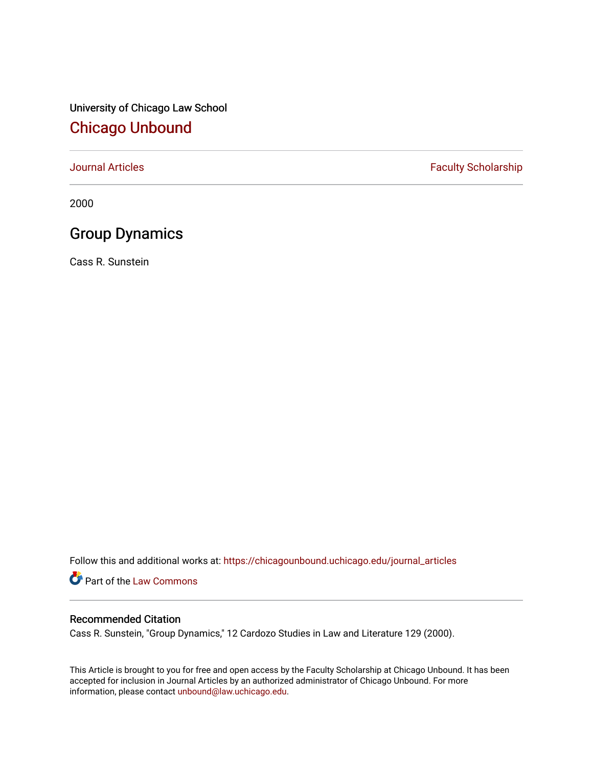University of Chicago Law School

## Chicago Unbound

Journal Articles | Faculty Scholarship

2000

# Group Dynamics

Cass R. Sunstein

Follow this and additional works at: https://chicagounbound.uchicago.edu/journal_articles

Part of the Law Commons

### Recommended Citation

Cass R. Sunstein, "Group Dynamics," 12 Cardozo Studies in Law and Literature 129 (2000).

This Article is brought to you for free and open access by the Faculty Scholarship at Chicago Unbound. It has been accepted for inclusion in Journal Articles by an authorized administrator of Chicago Unbound. For more information, please contact unbound@law.uchicago.edu.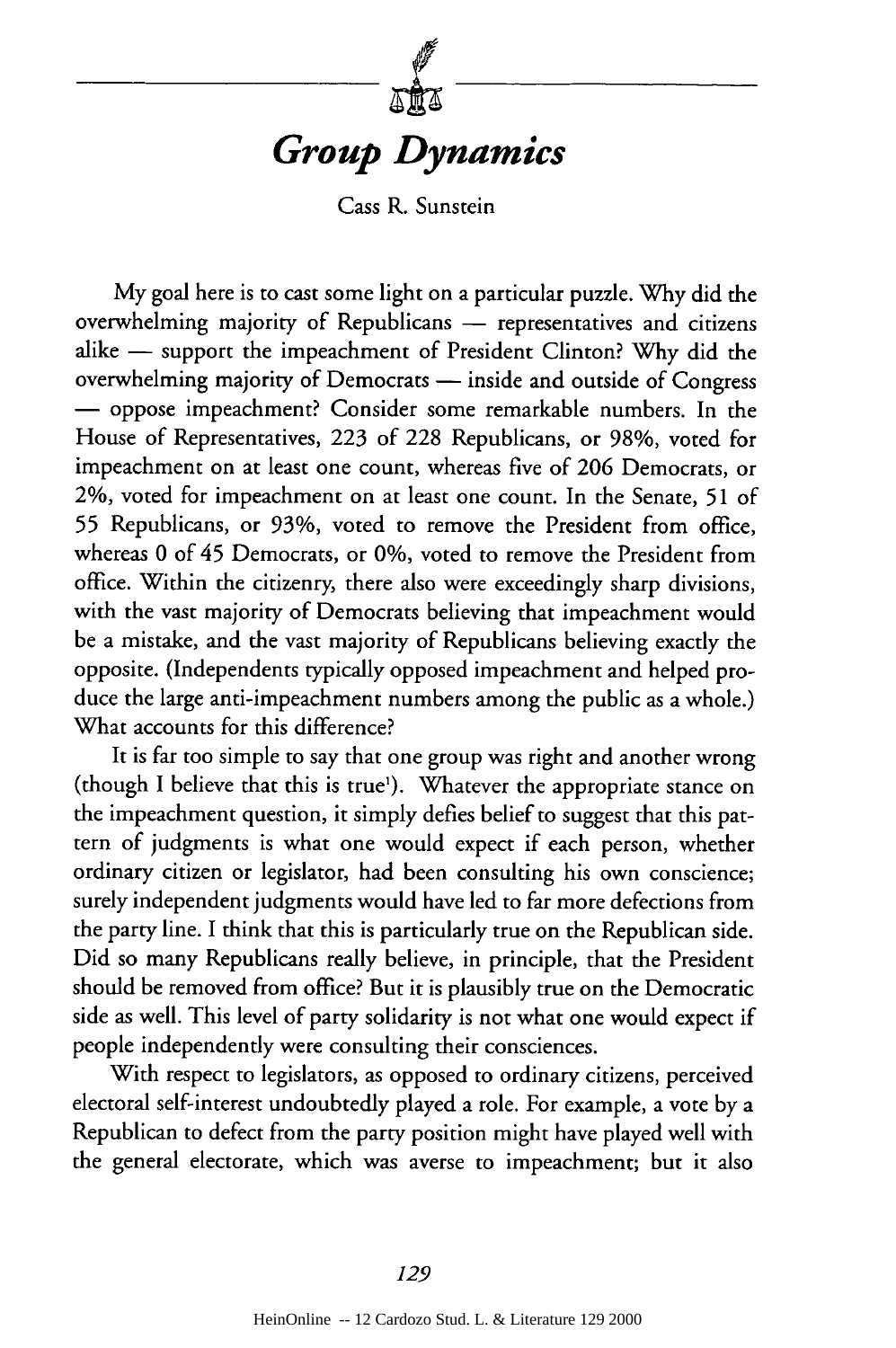# *Group Dynamics*

Cass R. Sunstein

My goal here is to cast some light on a particular puzzle. Why did the overwhelming majority of Republicans — representatives and citizens alike — support the impeachment of President Clinton? Why did the overwhelming majority of Democrats — inside and outside of Congress — oppose impeachment? Consider some remarkable numbers. In the House of Representatives, 223 of 228 Republicans, or 98%, voted for impeachment on at least one count, whereas five of 206 Democrats, or 2%, voted for impeachment on at least one count. In the Senate, 51 of 55 Republicans, or 93%, voted to remove the President from office, whereas 0 of 45 Democrats, or 0%, voted to remove the President from office. Within the citizenry, there also were exceedingly sharp divisions, with the vast majority of Democrats believing that impeachment would be a mistake, and the vast majority of Republicans believing exactly the opposite. (Independents typically opposed impeachment and helped produce the large anti-impeachment numbers among the public as a whole.) What accounts for this difference?

It is far too simple to say that one group was right and another wrong (though I believe that this is true[1]). Whatever the appropriate stance on the impeachment question, it simply defies belief to suggest that this pattern of judgments is what one would expect if each person, whether ordinary citizen or legislator, had been consulting his own conscience; surely independent judgments would have led to far more defections from the party line. I think that this is particularly true on the Republican side. Did so many Republicans really believe, in principle, that the President should be removed from office? But it is plausibly true on the Democratic side as well. This level of party solidarity is not what one would expect if people independently were consulting their consciences.

With respect to legislators, as opposed to ordinary citizens, perceived electoral self-interest undoubtedly played a role. For example, a vote by a Republican to defect from the party position might have played well with the general electorate, which was averse to impeachment; but it also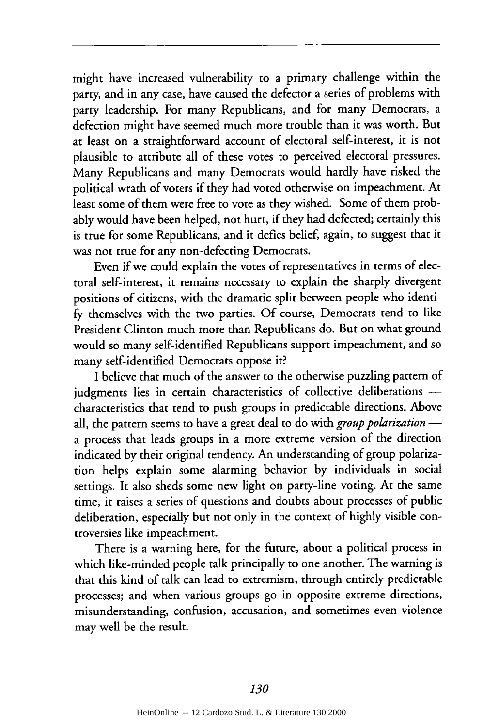might have increased vulnerability to a primary challenge within the party, and in any case, have caused the defector a series of problems with party leadership. For many Republicans, and for many Democrats, a defection might have seemed much more trouble than it was worth. But at least on a straightforward account of electoral self-interest, it is not plausible to attribute all of these votes to perceived electoral pressures. Many Republicans and many Democrats would hardly have risked the political wrath of voters if they had voted otherwise on impeachment. At least some of them were free to vote as they wished. Some of them probably would have been helped, not hurt, if they had defected; certainly this is true for some Republicans, and it defies belief, again, to suggest that it was not true for any non-defecting Democrats.

Even if we could explain the votes of representatives in terms of electoral self-interest, it remains necessary to explain the sharply divergent positions of citizens, with the dramatic split between people who identify themselves with the two parties. Of course, Democrats tend to like President Clinton much more than Republicans do. But on what ground would so many self-identified Republicans support impeachment, and so many self-identified Democrats oppose it?

I believe that much of the answer to the otherwise puzzling pattern of judgments lies in certain characteristics of collective deliberations — characteristics that tend to push groups in predictable directions. Above all, the pattern seems to have a great deal to do with *group polarization* — a process that leads groups in a more extreme version of the direction indicated by their original tendency. An understanding of group polarization helps explain some alarming behavior by individuals in social settings. It also sheds some new light on party-line voting. At the same time, it raises a series of questions and doubts about processes of public deliberation, especially but not only in the context of highly visible controversies like impeachment.

There is a warning here, for the future, about a political process in which like-minded people talk principally to one another. The warning is that this kind of talk can lead to extremism, through entirely predictable processes; and when various groups go in opposite extreme directions, misunderstanding, confusion, accusation, and sometimes even violence may well be the result.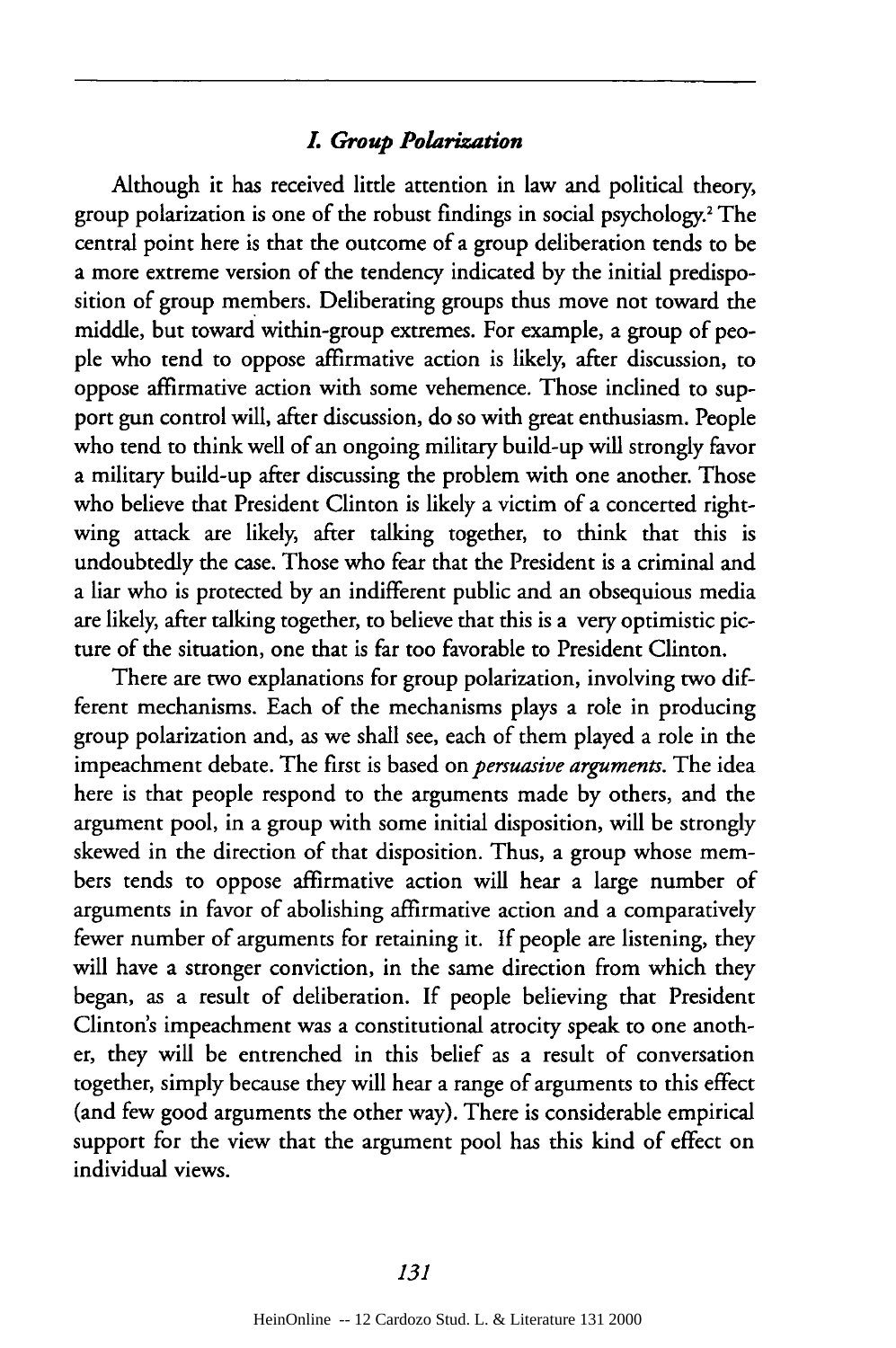### *I. Group Polarization*

Although it has received little attention in law and political theory, group polarization is one of the robust findings in social psychology.[2] The central point here is that the outcome of a group deliberation tends to be a more extreme version of the tendency indicated by the initial predisposition of group members. Deliberating groups thus move not toward the middle, but toward within-group extremes. For example, a group of people who tend to oppose affirmative action is likely, after discussion, to oppose affirmative action with some vehemence. Those inclined to support gun control will, after discussion, do so with great enthusiasm. People who tend to think well of an ongoing military build-up will strongly favor a military build-up after discussing the problem with one another. Those who believe that President Clinton is likely a victim of a concerted right-wing attack are likely, after talking together, to think that this is undoubtedly the case. Those who fear that the President is a criminal and a liar who is protected by an indifferent public and an obsequious media are likely, after talking together, to believe that this is a very optimistic picture of the situation, one that is far too favorable to President Clinton.

There are two explanations for group polarization, involving two different mechanisms. Each of the mechanisms plays a role in producing group polarization and, as we shall see, each of them played a role in the impeachment debate. The first is based on *persuasive arguments*. The idea here is that people respond to the arguments made by others, and the argument pool, in a group with some initial disposition, will be strongly skewed in the direction of that disposition. Thus, a group whose members tends to oppose affirmative action will hear a large number of arguments in favor of abolishing affirmative action and a comparatively fewer number of arguments for retaining it. If people are listening, they will have a stronger conviction, in the same direction from which they began, as a result of deliberation. If people believing that President Clinton's impeachment was a constitutional atrocity speak to one another, they will be entrenched in this belief as a result of conversation together, simply because they will hear a range of arguments to this effect (and few good arguments the other way). There is considerable empirical support for the view that the argument pool has this kind of effect on individual views.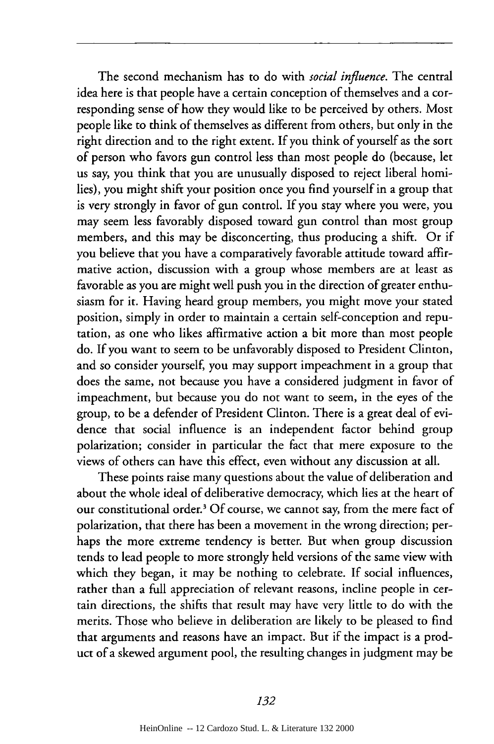The second mechanism has to do with *social influence*. The central idea here is that people have a certain conception of themselves and a corresponding sense of how they would like to be perceived by others. Most people like to think of themselves as different from others, but only in the right direction and to the right extent. If you think of yourself as the sort of person who favors gun control less than most people do (because, let us say, you think that you are unusually disposed to reject liberal homilies), you might shift your position once you find yourself in a group that is very strongly in favor of gun control. If you stay where you were, you may seem less favorably disposed toward gun control than most group members, and this may be disconcerting, thus producing a shift. Or if you believe that you have a comparatively favorable attitude toward affirmative action, discussion with a group whose members are at least as favorable as you are might well push you in the direction of greater enthusiasm for it. Having heard group members, you might move your stated position, simply in order to maintain a certain self-conception and reputation, as one who likes affirmative action a bit more than most people do. If you want to seem to be unfavorably disposed to President Clinton, and so consider yourself, you may support impeachment in a group that does the same, not because you have a considered judgment in favor of impeachment, but because you do not want to seem, in the eyes of the group, to be a defender of President Clinton. There is a great deal of evidence that social influence is an independent factor behind group polarization; consider in particular the fact that mere exposure to the views of others can have this effect, even without any discussion at all.

These points raise many questions about the value of deliberation and about the whole ideal of deliberative democracy, which lies at the heart of our constitutional order.[3] Of course, we cannot say, from the mere fact of polarization, that there has been a movement in the wrong direction; perhaps the more extreme tendency is better. But when group discussion tends to lead people to more strongly held versions of the same view with which they began, it may be nothing to celebrate. If social influences, rather than a full appreciation of relevant reasons, incline people in certain directions, the shifts that result may have very little to do with the merits. Those who believe in deliberation are likely to be pleased to find that arguments and reasons have an impact. But if the impact is a product of a skewed argument pool, the resulting changes in judgment may be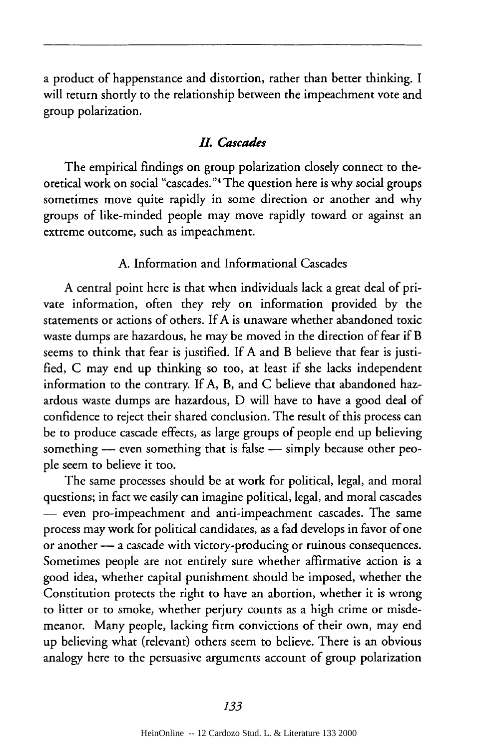a product of happenstance and distortion, rather than better thinking. I will return shortly to the relationship between the impeachment vote and group polarization.

## *II. Cascades*

The empirical findings on group polarization closely connect to theoretical work on social "cascades."[4] The question here is why social groups sometimes move quite rapidly in some direction or another and why groups of like-minded people may move rapidly toward or against an extreme outcome, such as impeachment.

### A. Information and Informational Cascades

A central point here is that when individuals lack a great deal of private information, often they rely on information provided by the statements or actions of others. If A is unaware whether abandoned toxic waste dumps are hazardous, he may be moved in the direction of fear if B seems to think that fear is justified. If A and B believe that fear is justified, C may end up thinking so too, at least if she lacks independent information to the contrary. If A, B, and C believe that abandoned hazardous waste dumps are hazardous, D will have to have a good deal of confidence to reject their shared conclusion. The result of this process can be to produce cascade effects, as large groups of people end up believing something — even something that is false — simply because other people seem to believe it too.

The same processes should be at work for political, legal, and moral questions; in fact we easily can imagine political, legal, and moral cascades — even pro-impeachment and anti-impeachment cascades. The same process may work for political candidates, as a fad develops in favor of one or another — a cascade with victory-producing or ruinous consequences. Sometimes people are not entirely sure whether affirmative action is a good idea, whether capital punishment should be imposed, whether the Constitution protects the right to have an abortion, whether it is wrong to litter or to smoke, whether perjury counts as a high crime or misdemeanor. Many people, lacking firm convictions of their own, may end up believing what (relevant) others seem to believe. There is an obvious analogy here to the persuasive arguments account of group polarization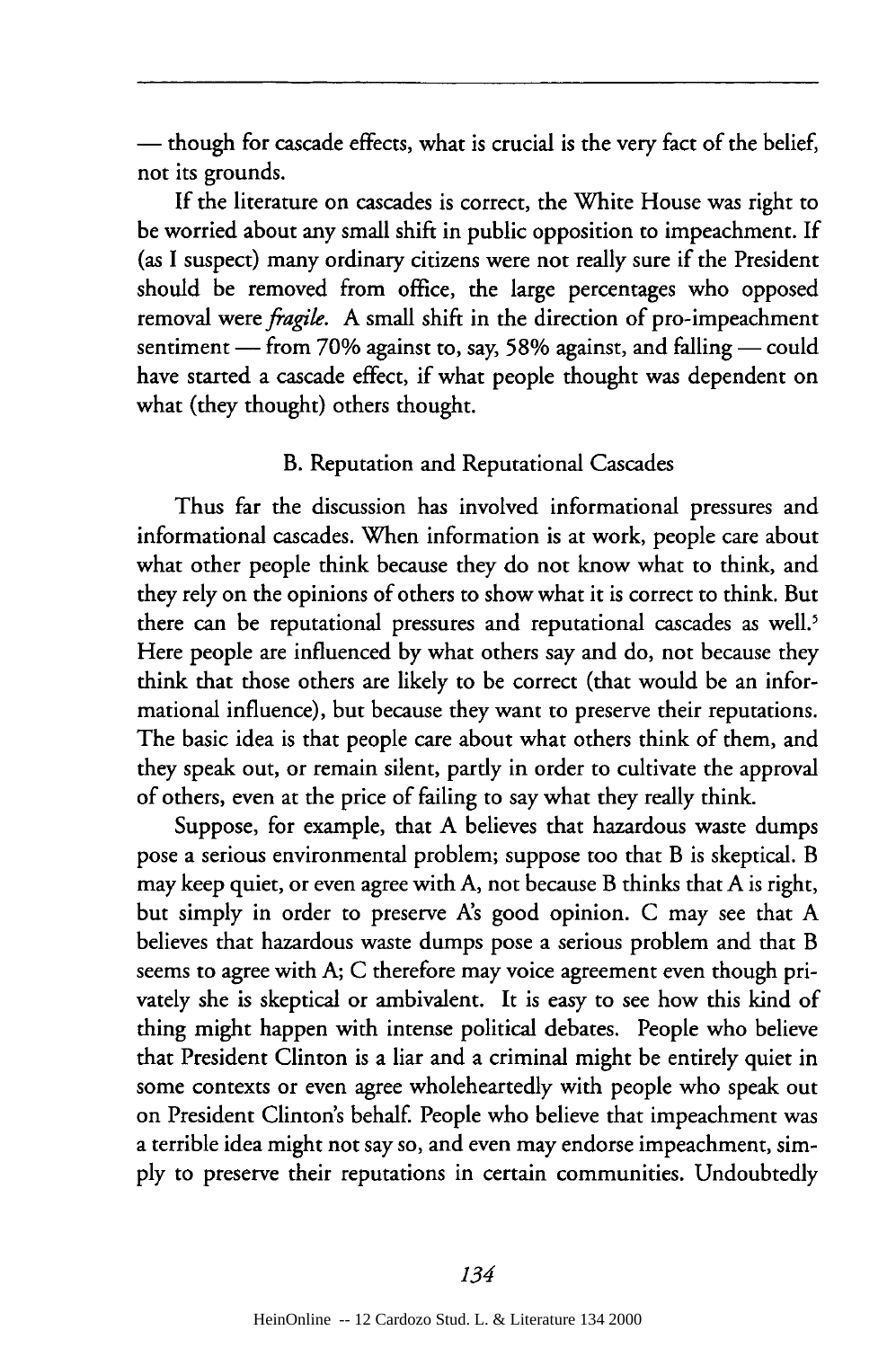— though for cascade effects, what is crucial is the very fact of the belief, not its grounds.

If the literature on cascades is correct, the White House was right to be worried about any small shift in public opposition to impeachment. If (as I suspect) many ordinary citizens were not really sure if the President should be removed from office, the large percentages who opposed removal were *fragile*. A small shift in the direction of pro-impeachment sentiment — from 70% against to, say, 58% against, and falling — could have started a cascade effect, if what people thought was dependent on what (they thought) others thought.

### B. Reputation and Reputational Cascades

Thus far the discussion has involved informational pressures and informational cascades. When information is at work, people care about what other people think because they do not know what to think, and they rely on the opinions of others to show what it is correct to think. But there can be reputational pressures and reputational cascades as well.[5] Here people are influenced by what others say and do, not because they think that those others are likely to be correct (that would be an informational influence), but because they want to preserve their reputations. The basic idea is that people care about what others think of them, and they speak out, or remain silent, partly in order to cultivate the approval of others, even at the price of failing to say what they really think.

Suppose, for example, that A believes that hazardous waste dumps pose a serious environmental problem; suppose too that B is skeptical. B may keep quiet, or even agree with A, not because B thinks that A is right, but simply in order to preserve A's good opinion. C may see that A believes that hazardous waste dumps pose a serious problem and that B seems to agree with A; C therefore may voice agreement even though privately she is skeptical or ambivalent. It is easy to see how this kind of thing might happen with intense political debates. People who believe that President Clinton is a liar and a criminal might be entirely quiet in some contexts or even agree wholeheartedly with people who speak out on President Clinton's behalf. People who believe that impeachment was a terrible idea might not say so, and even may endorse impeachment, simply to preserve their reputations in certain communities. Undoubtedly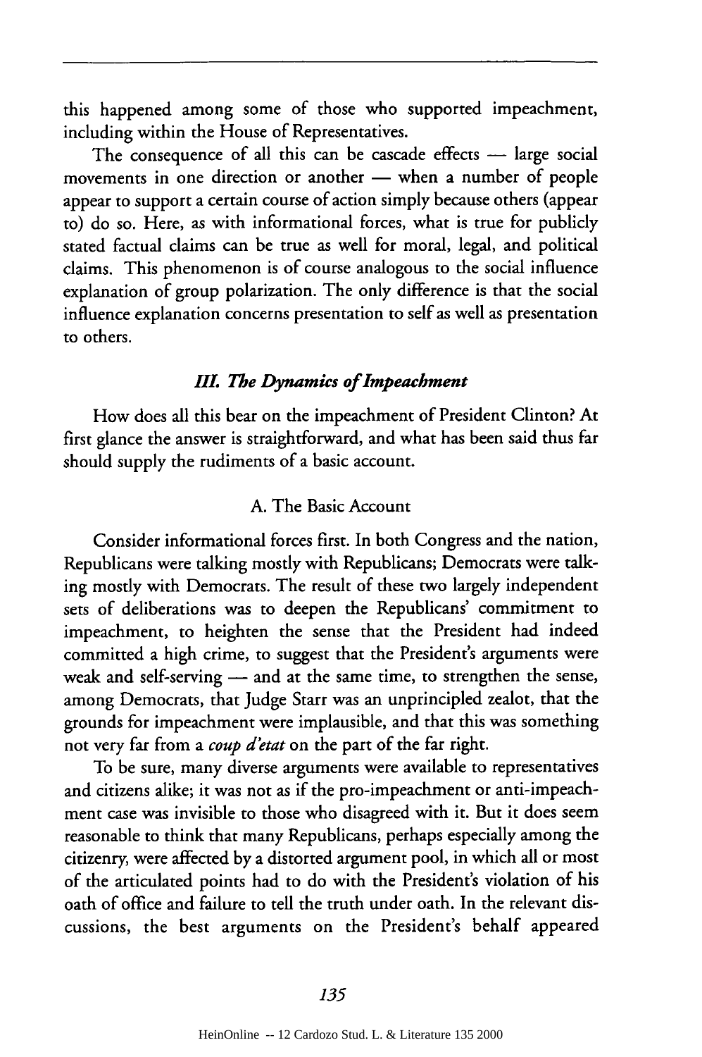this happened among some of those who supported impeachment, including within the House of Representatives.

The consequence of all this can be cascade effects — large social movements in one direction or another — when a number of people appear to support a certain course of action simply because others (appear to) do so. Here, as with informational forces, what is true for publicly stated factual claims can be true as well for moral, legal, and political claims. This phenomenon is of course analogous to the social influence explanation of group polarization. The only difference is that the social influence explanation concerns presentation to self as well as presentation to others.

## *III. The Dynamics of Impeachment*

How does all this bear on the impeachment of President Clinton? At first glance the answer is straightforward, and what has been said thus far should supply the rudiments of a basic account.

### A. The Basic Account

Consider informational forces first. In both Congress and the nation, Republicans were talking mostly with Republicans; Democrats were talking mostly with Democrats. The result of these two largely independent sets of deliberations was to deepen the Republicans' commitment to impeachment, to heighten the sense that the President had indeed committed a high crime, to suggest that the President's arguments were weak and self-serving — and at the same time, to strengthen the sense, among Democrats, that Judge Starr was an unprincipled zealot, that the grounds for impeachment were implausible, and that this was something not very far from a *coup d'etat* on the part of the far right.

To be sure, many diverse arguments were available to representatives and citizens alike; it was not as if the pro-impeachment or anti-impeachment case was invisible to those who disagreed with it. But it does seem reasonable to think that many Republicans, perhaps especially among the citizenry, were affected by a distorted argument pool, in which all or most of the articulated points had to do with the President's violation of his oath of office and failure to tell the truth under oath. In the relevant discussions, the best arguments on the President's behalf appeared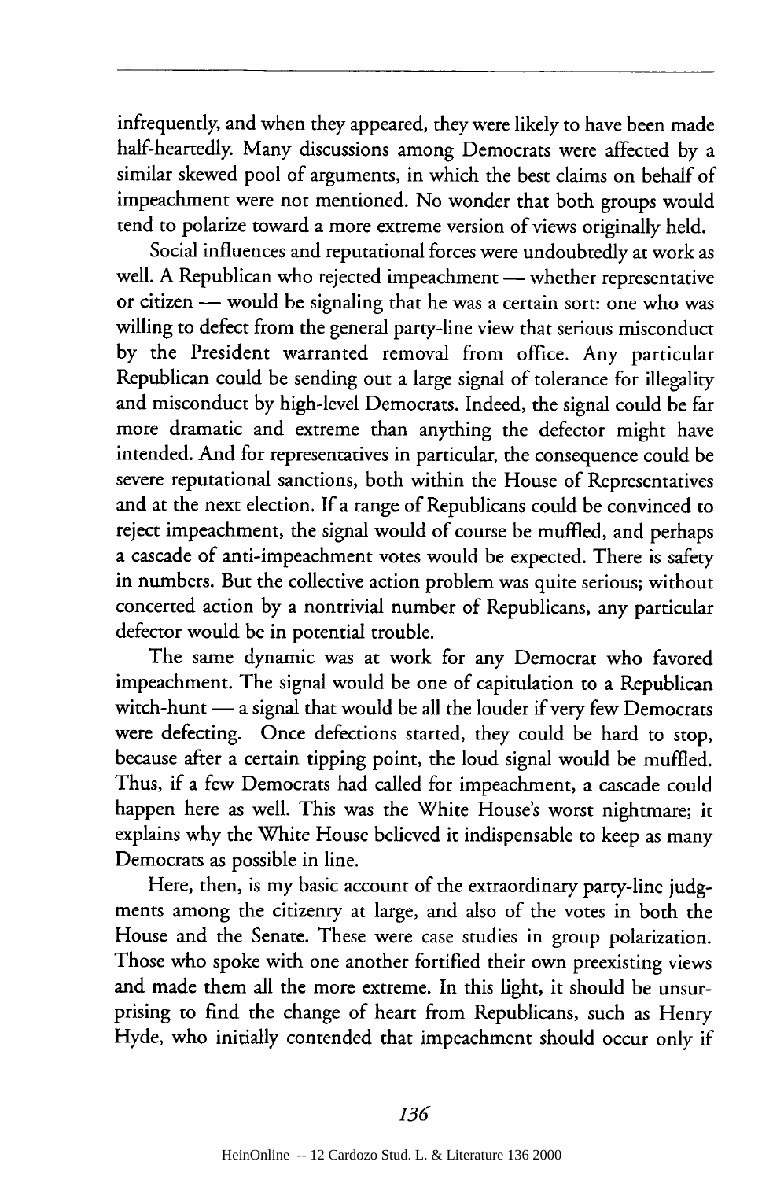infrequently, and when they appeared, they were likely to have been made half-heartedly. Many discussions among Democrats were affected by a similar skewed pool of arguments, in which the best claims on behalf of impeachment were not mentioned. No wonder that both groups would tend to polarize toward a more extreme version of views originally held.

Social influences and reputational forces were undoubtedly at work as well. A Republican who rejected impeachment — whether representative or citizen — would be signaling that he was a certain sort: one who was willing to defect from the general party-line view that serious misconduct by the President warranted removal from office. Any particular Republican could be sending out a large signal of tolerance for illegality and misconduct by high-level Democrats. Indeed, the signal could be far more dramatic and extreme than anything the defector might have intended. And for representatives in particular, the consequence could be severe reputational sanctions, both within the House of Representatives and at the next election. If a range of Republicans could be convinced to reject impeachment, the signal would of course be muffled, and perhaps a cascade of anti-impeachment votes would be expected. There is safety in numbers. But the collective action problem was quite serious; without concerted action by a nontrivial number of Republicans, any particular defector would be in potential trouble.

The same dynamic was at work for any Democrat who favored impeachment. The signal would be one of capitulation to a Republican witch-hunt — a signal that would be all the louder if very few Democrats were defecting. Once defections started, they could be hard to stop, because after a certain tipping point, the loud signal would be muffled. Thus, if a few Democrats had called for impeachment, a cascade could happen here as well. This was the White House's worst nightmare; it explains why the White House believed it indispensable to keep as many Democrats as possible in line.

Here, then, is my basic account of the extraordinary party-line judgments among the citizenry at large, and also of the votes in both the House and the Senate. These were case studies in group polarization. Those who spoke with one another fortified their own preexisting views and made them all the more extreme. In this light, it should be unsurprising to find the change of heart from Republicans, such as Henry Hyde, who initially contended that impeachment should occur only if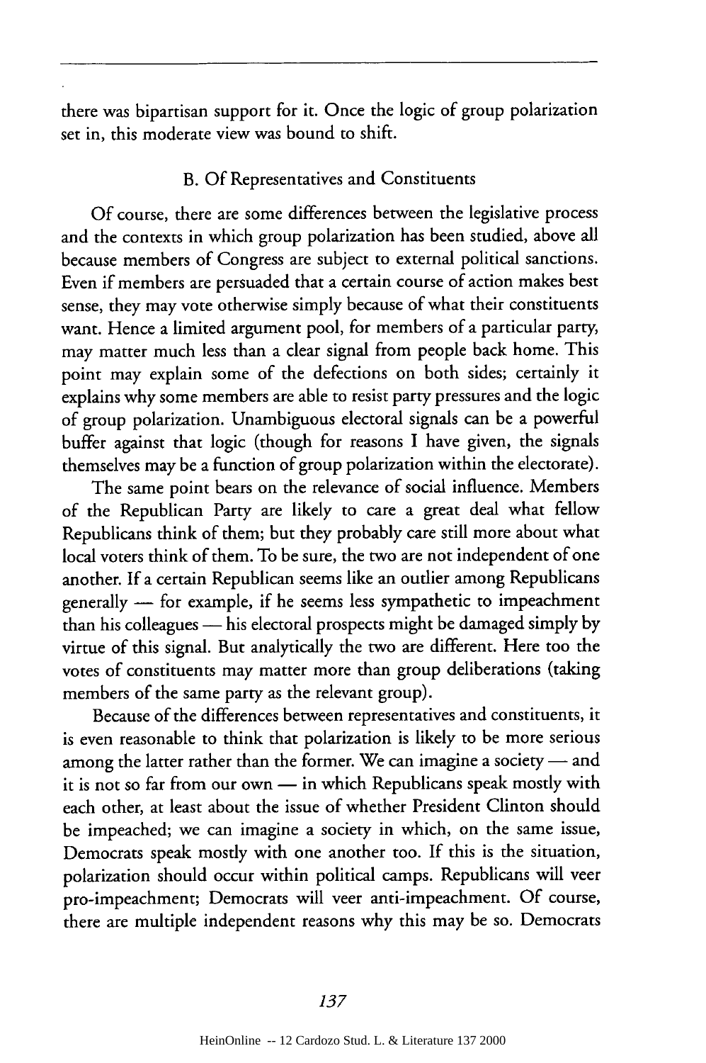there was bipartisan support for it. Once the logic of group polarization set in, this moderate view was bound to shift.

### B. Of Representatives and Constituents

Of course, there are some differences between the legislative process and the contexts in which group polarization has been studied, above all because members of Congress are subject to external political sanctions. Even if members are persuaded that a certain course of action makes best sense, they may vote otherwise simply because of what their constituents want. Hence a limited argument pool, for members of a particular party, may matter much less than a clear signal from people back home. This point may explain some of the defections on both sides; certainly it explains why some members are able to resist party pressures and the logic of group polarization. Unambiguous electoral signals can be a powerful buffer against that logic (though for reasons I have given, the signals themselves may be a function of group polarization within the electorate).

The same point bears on the relevance of social influence. Members of the Republican Party are likely to care a great deal what fellow Republicans think of them; but they probably care still more about what local voters think of them. To be sure, the two are not independent of one another. If a certain Republican seems like an outlier among Republicans generally — for example, if he seems less sympathetic to impeachment than his colleagues — his electoral prospects might be damaged simply by virtue of this signal. But analytically the two are different. Here too the votes of constituents may matter more than group deliberations (taking members of the same party as the relevant group).

Because of the differences between representatives and constituents, it is even reasonable to think that polarization is likely to be more serious among the latter rather than the former. We can imagine a society — and it is not so far from our own — in which Republicans speak mostly with each other, at least about the issue of whether President Clinton should be impeached; we can imagine a society in which, on the same issue, Democrats speak mostly with one another too. If this is the situation, polarization should occur within political camps. Republicans will veer pro-impeachment; Democrats will veer anti-impeachment. Of course, there are multiple independent reasons why this may be so. Democrats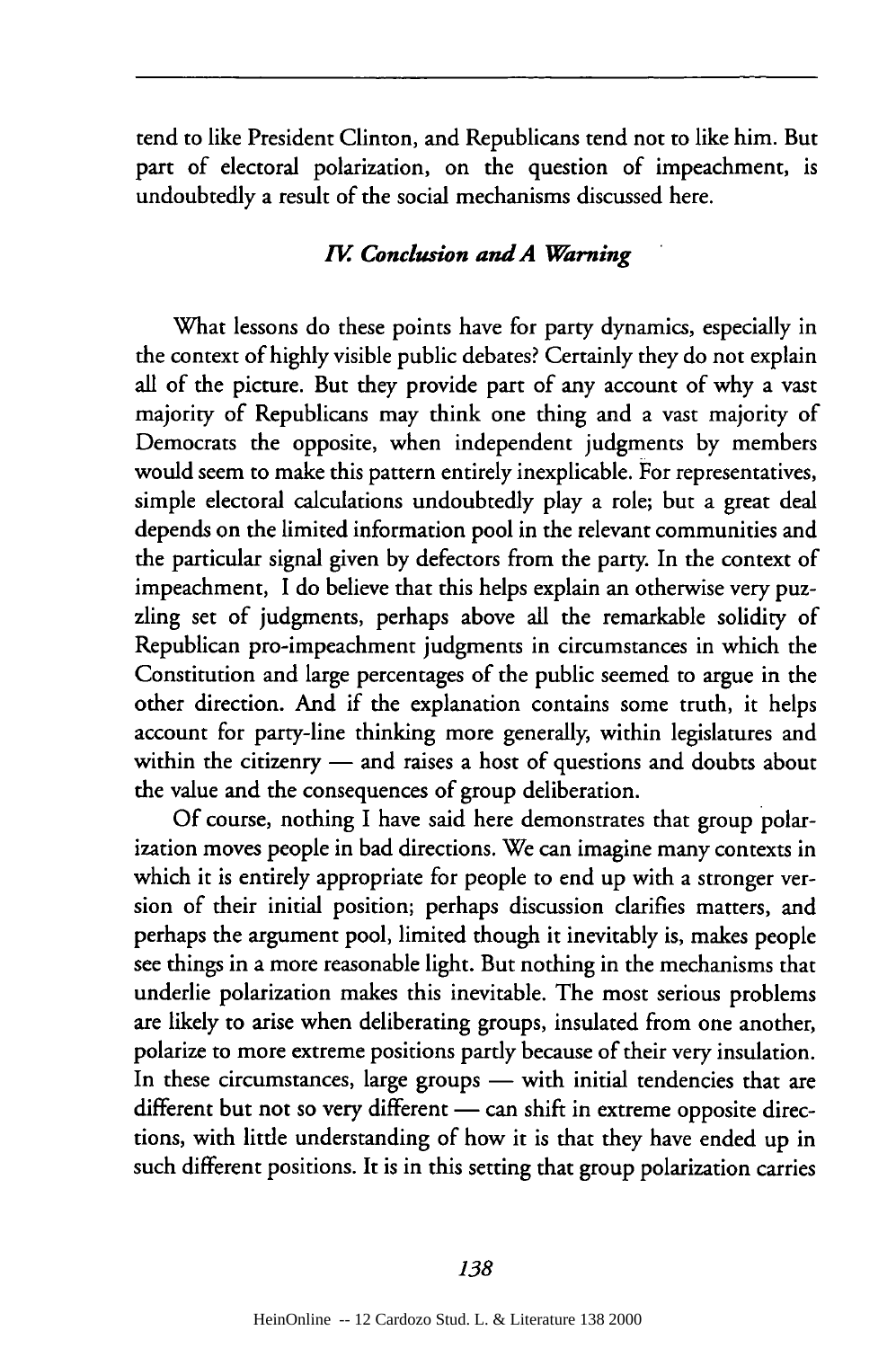tend to like President Clinton, and Republicans tend not to like him. But part of electoral polarization, on the question of impeachment, is undoubtedly a result of the social mechanisms discussed here.

### *IV. Conclusion and A Warning*

What lessons do these points have for party dynamics, especially in the context of highly visible public debates? Certainly they do not explain all of the picture. But they provide part of any account of why a vast majority of Republicans may think one thing and a vast majority of Democrats the opposite, when independent judgments by members would seem to make this pattern entirely inexplicable. For representatives, simple electoral calculations undoubtedly play a role; but a great deal depends on the limited information pool in the relevant communities and the particular signal given by defectors from the party. In the context of impeachment, I do believe that this helps explain an otherwise very puzzling set of judgments, perhaps above all the remarkable solidity of Republican pro-impeachment judgments in circumstances in which the Constitution and large percentages of the public seemed to argue in the other direction. And if the explanation contains some truth, it helps account for party-line thinking more generally, within legislatures and within the citizenry — and raises a host of questions and doubts about the value and the consequences of group deliberation.

Of course, nothing I have said here demonstrates that group polarization moves people in bad directions. We can imagine many contexts in which it is entirely appropriate for people to end up with a stronger version of their initial position; perhaps discussion clarifies matters, and perhaps the argument pool, limited though it inevitably is, makes people see things in a more reasonable light. But nothing in the mechanisms that underlie polarization makes this inevitable. The most serious problems are likely to arise when deliberating groups, insulated from one another, polarize to more extreme positions partly because of their very insulation. In these circumstances, large groups — with initial tendencies that are different but not so very different — can shift in extreme opposite directions, with little understanding of how it is that they have ended up in such different positions. It is in this setting that group polarization carries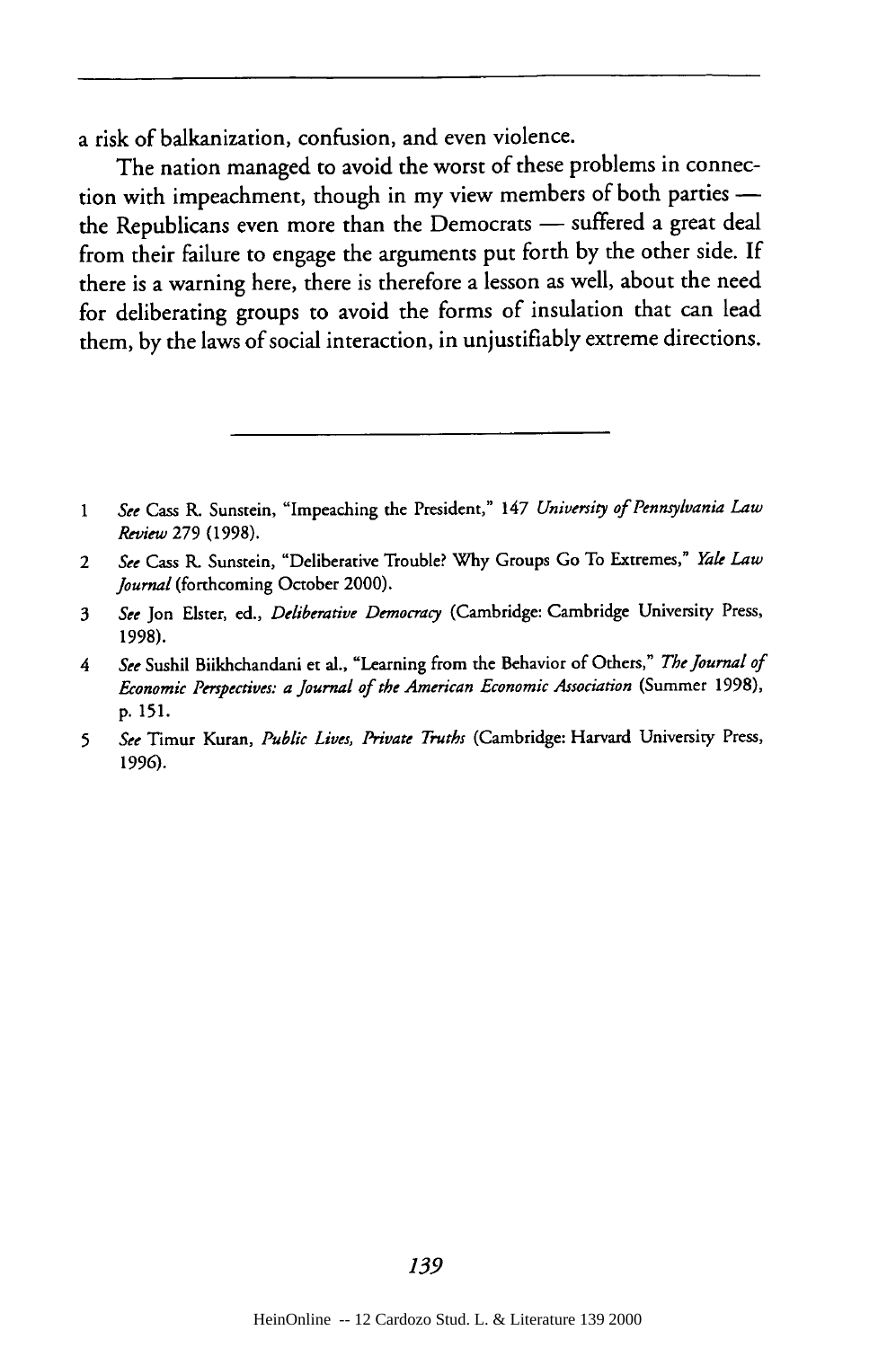a risk of balkanization, confusion, and even violence.

The nation managed to avoid the worst of these problems in connection with impeachment, though in my view members of both parties — the Republicans even more than the Democrats — suffered a great deal from their failure to engage the arguments put forth by the other side. If there is a warning here, there is therefore a lesson as well, about the need for deliberating groups to avoid the forms of insulation that can lead them, by the laws of social interaction, in unjustifiably extreme directions.

---

1 *See* Cass R. Sunstein, "Impeaching the President," 147 *University of Pennsylvania Law Review* 279 (1998).

2 *See* Cass R. Sunstein, "Deliberative Trouble? Why Groups Go To Extremes," *Yale Law Journal* (forthcoming October 2000).

3 *See* Jon Elster, ed., *Deliberative Democracy* (Cambridge: Cambridge University Press, 1998).

4 *See* Sushil Biikhchandani et al., "Learning from the Behavior of Others," *The Journal of Economic Perspectives: a Journal of the American Economic Association* (Summer 1998), p. 151.

5 *See* Timur Kuran, *Public Lives, Private Truths* (Cambridge: Harvard University Press, 1996).